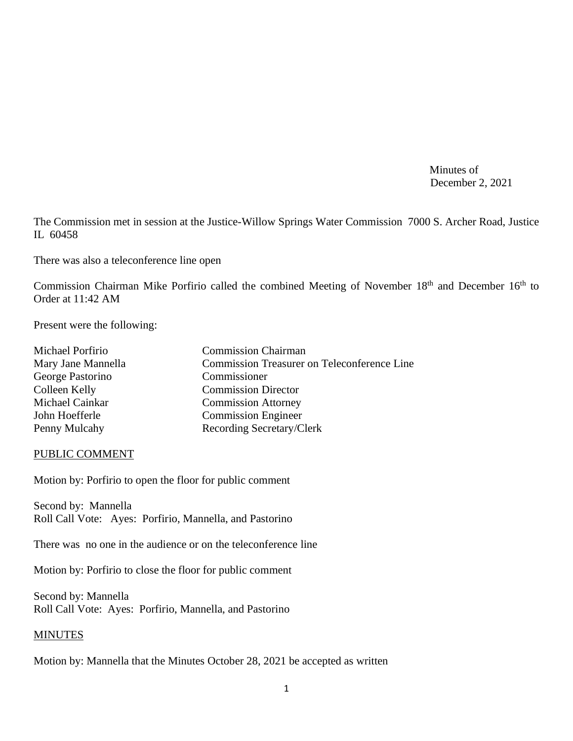Minutes of
December 2, 2021

The Commission met in session at the Justice-Willow Springs Water Commission 7000 S. Archer Road, Justice IL 60458

There was also a teleconference line open

Commission Chairman Mike Porfirio called the combined Meeting of November 18th and December 16th to Order at 11:42 AM

Present were the following:

| | |
|---|---|
| Michael Porfirio | Commission Chairman |
| Mary Jane Mannella | Commission Treasurer on Teleconference Line |
| George Pastorino | Commissioner |
| Colleen Kelly | Commission Director |
| Michael Cainkar | Commission Attorney |
| John Hoefferle | Commission Engineer |
| Penny Mulcahy | Recording Secretary/Clerk |

PUBLIC COMMENT

Motion by: Porfirio to open the floor for public comment

Second by: Mannella
Roll Call Vote: Ayes: Porfirio, Mannella, and Pastorino

There was no one in the audience or on the teleconference line

Motion by: Porfirio to close the floor for public comment

Second by: Mannella
Roll Call Vote: Ayes: Porfirio, Mannella, and Pastorino

MINUTES

Motion by: Mannella that the Minutes October 28, 2021 be accepted as written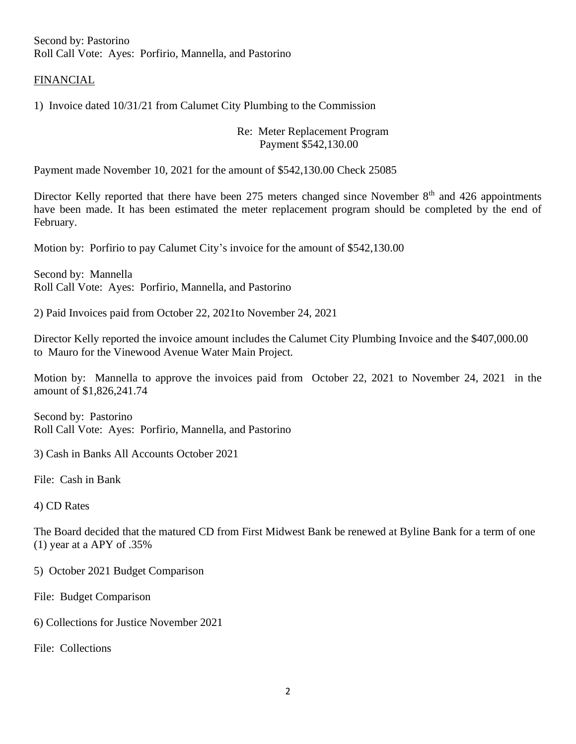Second by: Pastorino
Roll Call Vote: Ayes: Porfirio, Mannella, and Pastorino

FINANCIAL

1) Invoice dated 10/31/21 from Calumet City Plumbing to the Commission

Re: Meter Replacement Program
Payment $542,130.00

Payment made November 10, 2021 for the amount of $542,130.00 Check 25085

Director Kelly reported that there have been 275 meters changed since November 8th and 426 appointments have been made. It has been estimated the meter replacement program should be completed by the end of February.

Motion by: Porfirio to pay Calumet City's invoice for the amount of $542,130.00

Second by: Mannella
Roll Call Vote: Ayes: Porfirio, Mannella, and Pastorino

2) Paid Invoices paid from October 22, 2021to November 24, 2021

Director Kelly reported the invoice amount includes the Calumet City Plumbing Invoice and the $407,000.00 to Mauro for the Vinewood Avenue Water Main Project.

Motion by: Mannella to approve the invoices paid from October 22, 2021 to November 24, 2021 in the amount of $1,826,241.74

Second by: Pastorino
Roll Call Vote: Ayes: Porfirio, Mannella, and Pastorino

3) Cash in Banks All Accounts October 2021

File: Cash in Bank

4) CD Rates

The Board decided that the matured CD from First Midwest Bank be renewed at Byline Bank for a term of one (1) year at a APY of .35%

5) October 2021 Budget Comparison

File: Budget Comparison

6) Collections for Justice November 2021

File: Collections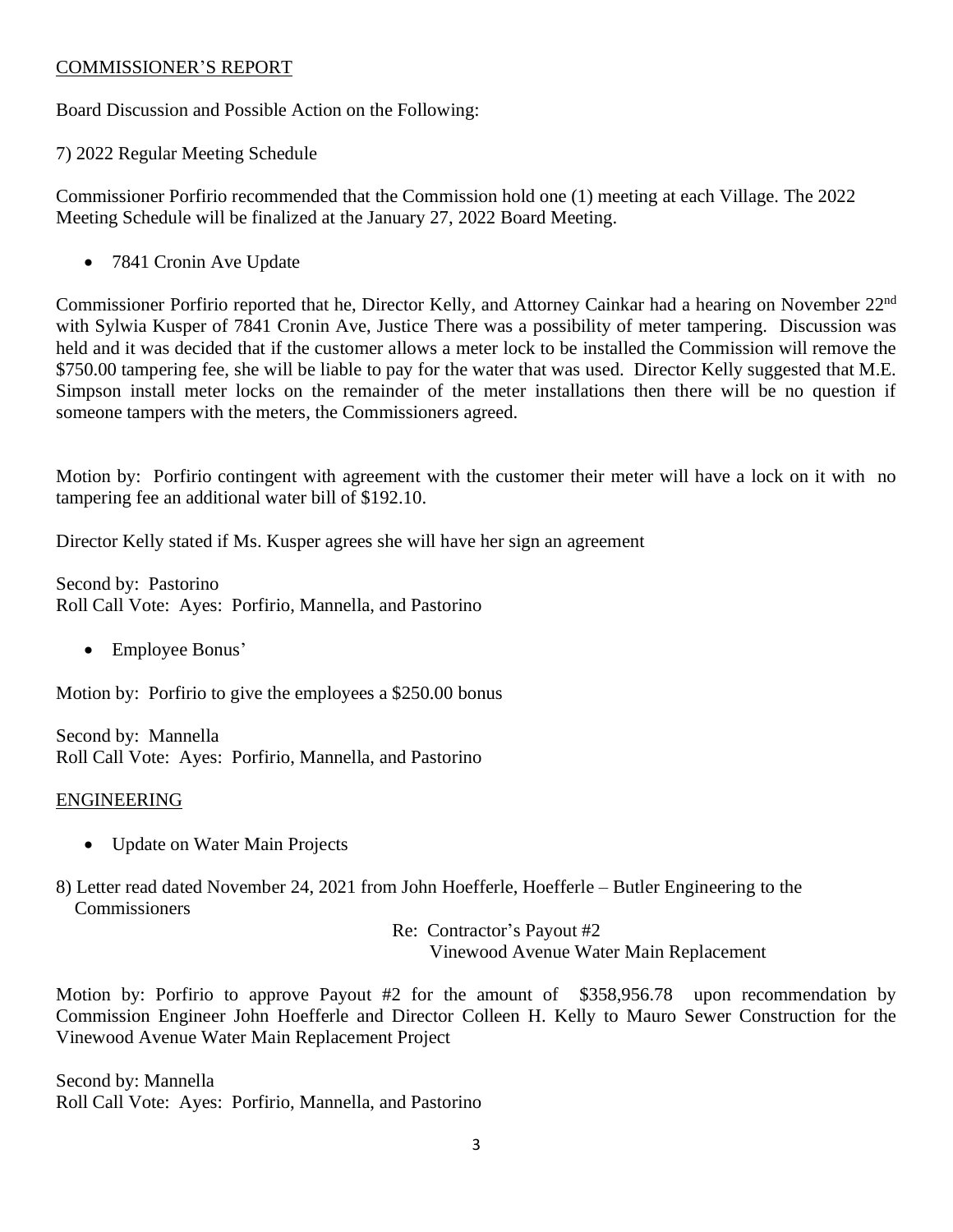COMMISSIONER'S REPORT

Board Discussion and Possible Action on the Following:

7) 2022 Regular Meeting Schedule

Commissioner Porfirio recommended that the Commission hold one (1) meeting at each Village. The 2022 Meeting Schedule will be finalized at the January 27, 2022 Board Meeting.

- 7841 Cronin Ave Update

Commissioner Porfirio reported that he, Director Kelly, and Attorney Cainkar had a hearing on November 22nd with Sylwia Kusper of 7841 Cronin Ave, Justice There was a possibility of meter tampering. Discussion was held and it was decided that if the customer allows a meter lock to be installed the Commission will remove the $750.00 tampering fee, she will be liable to pay for the water that was used. Director Kelly suggested that M.E. Simpson install meter locks on the remainder of the meter installations then there will be no question if someone tampers with the meters, the Commissioners agreed.

Motion by: Porfirio contingent with agreement with the customer their meter will have a lock on it with no tampering fee an additional water bill of $192.10.

Director Kelly stated if Ms. Kusper agrees she will have her sign an agreement

Second by: Pastorino
Roll Call Vote: Ayes: Porfirio, Mannella, and Pastorino

- Employee Bonus'

Motion by: Porfirio to give the employees a $250.00 bonus

Second by: Mannella
Roll Call Vote: Ayes: Porfirio, Mannella, and Pastorino

ENGINEERING

- Update on Water Main Projects

8) Letter read dated November 24, 2021 from John Hoefferle, Hoefferle – Butler Engineering to the Commissioners

Re: Contractor's Payout #2
Vinewood Avenue Water Main Replacement

Motion by: Porfirio to approve Payout #2 for the amount of $358,956.78 upon recommendation by Commission Engineer John Hoefferle and Director Colleen H. Kelly to Mauro Sewer Construction for the Vinewood Avenue Water Main Replacement Project

Second by: Mannella
Roll Call Vote: Ayes: Porfirio, Mannella, and Pastorino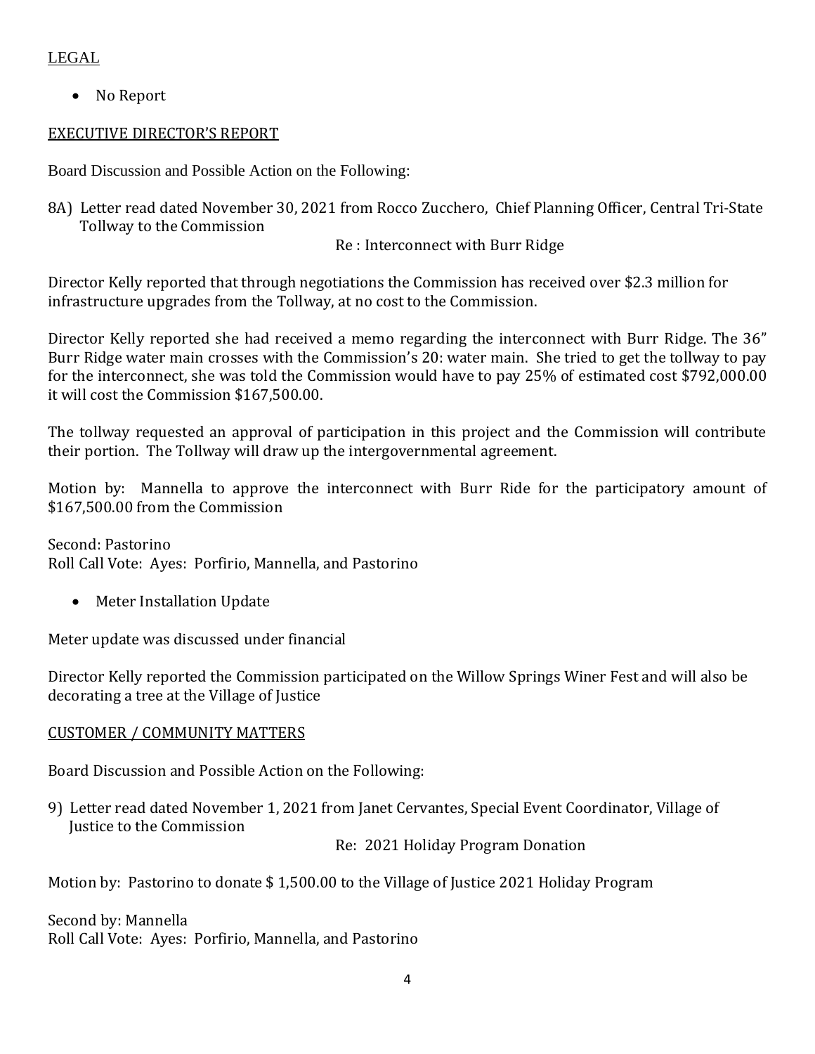LEGAL

- No Report

EXECUTIVE DIRECTOR'S REPORT

Board Discussion and Possible Action on the Following:

8A) Letter read dated November 30, 2021 from Rocco Zucchero, Chief Planning Officer, Central Tri-State Tollway to the Commission

Re : Interconnect with Burr Ridge

Director Kelly reported that through negotiations the Commission has received over $2.3 million for infrastructure upgrades from the Tollway, at no cost to the Commission.

Director Kelly reported she had received a memo regarding the interconnect with Burr Ridge. The 36" Burr Ridge water main crosses with the Commission's 20: water main. She tried to get the tollway to pay for the interconnect, she was told the Commission would have to pay 25% of estimated cost $792,000.00 it will cost the Commission $167,500.00.

The tollway requested an approval of participation in this project and the Commission will contribute their portion. The Tollway will draw up the intergovernmental agreement.

Motion by: Mannella to approve the interconnect with Burr Ride for the participatory amount of $167,500.00 from the Commission

Second: Pastorino
Roll Call Vote: Ayes: Porfirio, Mannella, and Pastorino

- Meter Installation Update

Meter update was discussed under financial

Director Kelly reported the Commission participated on the Willow Springs Winer Fest and will also be decorating a tree at the Village of Justice

CUSTOMER / COMMUNITY MATTERS

Board Discussion and Possible Action on the Following:

9) Letter read dated November 1, 2021 from Janet Cervantes, Special Event Coordinator, Village of Justice to the Commission

Re: 2021 Holiday Program Donation

Motion by: Pastorino to donate $ 1,500.00 to the Village of Justice 2021 Holiday Program

Second by: Mannella
Roll Call Vote: Ayes: Porfirio, Mannella, and Pastorino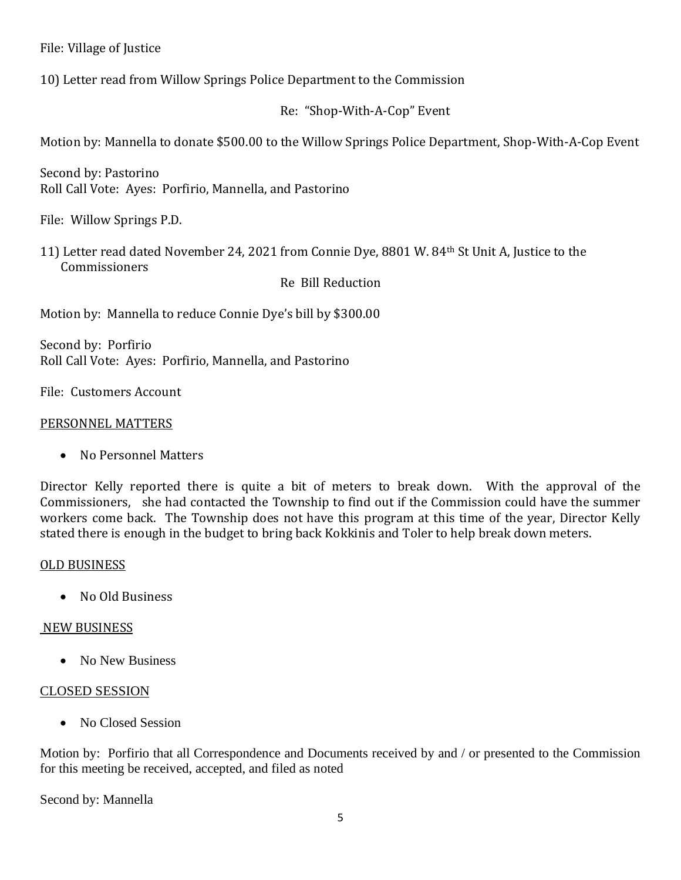File: Village of Justice

10) Letter read from Willow Springs Police Department to the Commission

Re: "Shop-With-A-Cop" Event

Motion by: Mannella to donate $500.00 to the Willow Springs Police Department, Shop-With-A-Cop Event

Second by: Pastorino
Roll Call Vote: Ayes: Porfirio, Mannella, and Pastorino

File: Willow Springs P.D.

11) Letter read dated November 24, 2021 from Connie Dye, 8801 W. 84th St Unit A, Justice to the Commissioners

Re Bill Reduction

Motion by: Mannella to reduce Connie Dye's bill by $300.00

Second by: Porfirio
Roll Call Vote: Ayes: Porfirio, Mannella, and Pastorino

File: Customers Account

PERSONNEL MATTERS

- No Personnel Matters

Director Kelly reported there is quite a bit of meters to break down. With the approval of the Commissioners, she had contacted the Township to find out if the Commission could have the summer workers come back. The Township does not have this program at this time of the year, Director Kelly stated there is enough in the budget to bring back Kokkinis and Toler to help break down meters.

OLD BUSINESS

- No Old Business

NEW BUSINESS

- No New Business

CLOSED SESSION

- No Closed Session

Motion by: Porfirio that all Correspondence and Documents received by and / or presented to the Commission for this meeting be received, accepted, and filed as noted

Second by: Mannella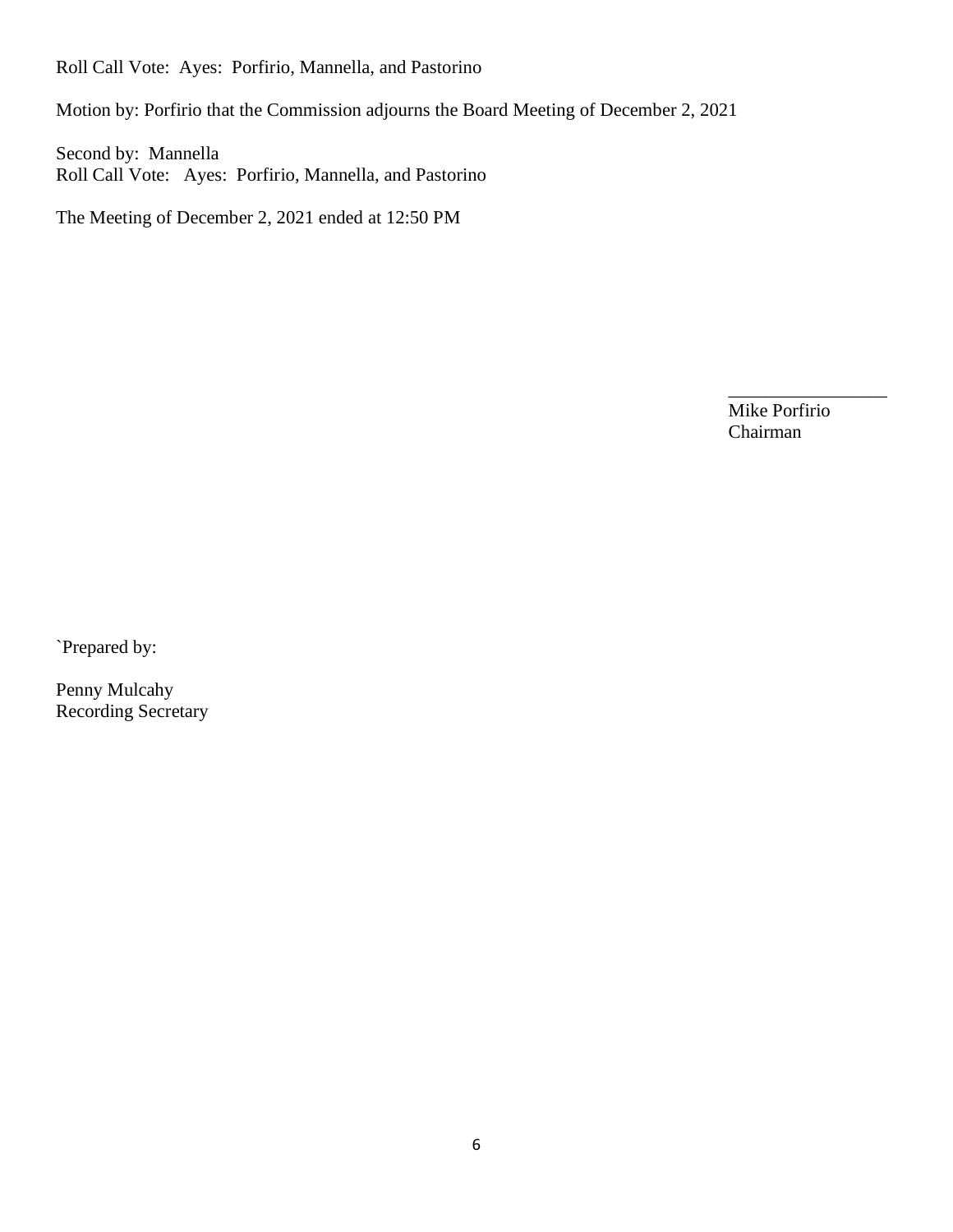Roll Call Vote: Ayes: Porfirio, Mannella, and Pastorino

Motion by: Porfirio that the Commission adjourns the Board Meeting of December 2, 2021

Second by: Mannella
Roll Call Vote: Ayes: Porfirio, Mannella, and Pastorino

The Meeting of December 2, 2021 ended at 12:50 PM

_________________
Mike Porfirio
Chairman

`Prepared by:

Penny Mulcahy
Recording Secretary